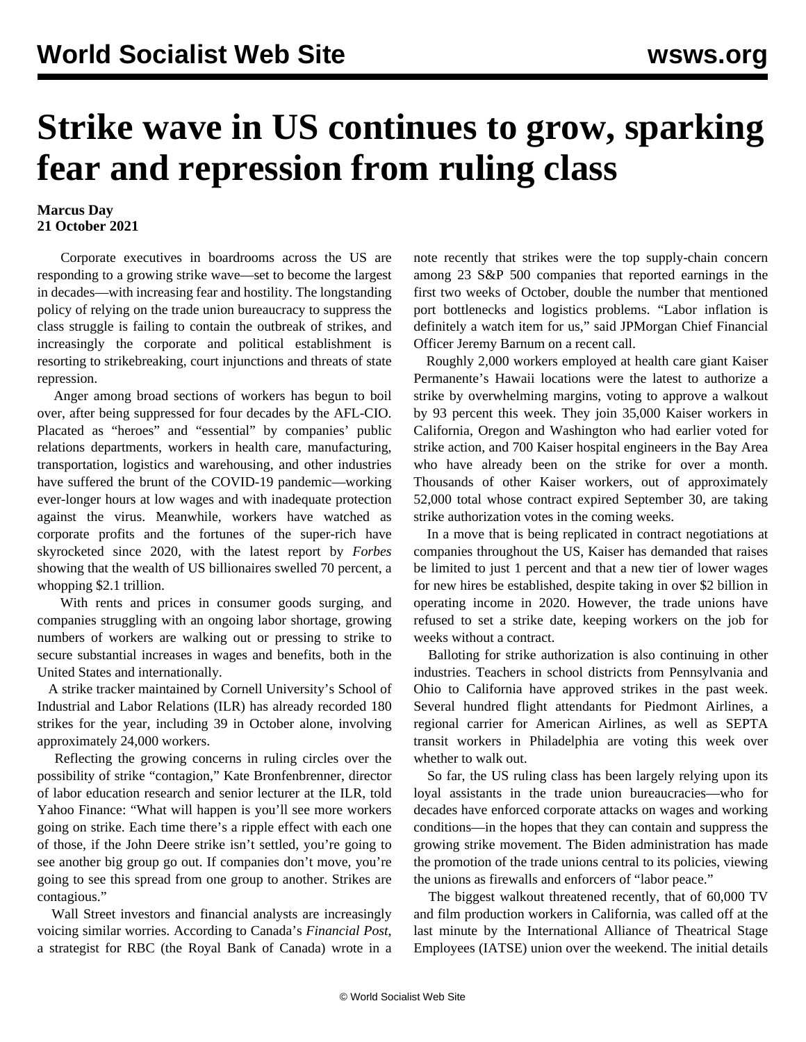# Strike wave in US continues to grow, sparking fear and repression from ruling class

**Marcus Day**
**21 October 2021**

Corporate executives in boardrooms across the US are responding to a growing strike wave—set to become the largest in decades—with increasing fear and hostility. The longstanding policy of relying on the trade union bureaucracy to suppress the class struggle is failing to contain the outbreak of strikes, and increasingly the corporate and political establishment is resorting to strikebreaking, court injunctions and threats of state repression.

Anger among broad sections of workers has begun to boil over, after being suppressed for four decades by the AFL-CIO. Placated as "heroes" and "essential" by companies' public relations departments, workers in health care, manufacturing, transportation, logistics and warehousing, and other industries have suffered the brunt of the COVID-19 pandemic—working ever-longer hours at low wages and with inadequate protection against the virus. Meanwhile, workers have watched as corporate profits and the fortunes of the super-rich have skyrocketed since 2020, with the latest report by *Forbes* showing that the wealth of US billionaires swelled 70 percent, a whopping $2.1 trillion.

With rents and prices in consumer goods surging, and companies struggling with an ongoing labor shortage, growing numbers of workers are walking out or pressing to strike to secure substantial increases in wages and benefits, both in the United States and internationally.

A strike tracker maintained by Cornell University's School of Industrial and Labor Relations (ILR) has already recorded 180 strikes for the year, including 39 in October alone, involving approximately 24,000 workers.

Reflecting the growing concerns in ruling circles over the possibility of strike "contagion," Kate Bronfenbrenner, director of labor education research and senior lecturer at the ILR, told Yahoo Finance: "What will happen is you'll see more workers going on strike. Each time there's a ripple effect with each one of those, if the John Deere strike isn't settled, you're going to see another big group go out. If companies don't move, you're going to see this spread from one group to another. Strikes are contagious."

Wall Street investors and financial analysts are increasingly voicing similar worries. According to Canada's *Financial Post*, a strategist for RBC (the Royal Bank of Canada) wrote in a note recently that strikes were the top supply-chain concern among 23 S&P 500 companies that reported earnings in the first two weeks of October, double the number that mentioned port bottlenecks and logistics problems. "Labor inflation is definitely a watch item for us," said JPMorgan Chief Financial Officer Jeremy Barnum on a recent call.

Roughly 2,000 workers employed at health care giant Kaiser Permanente's Hawaii locations were the latest to authorize a strike by overwhelming margins, voting to approve a walkout by 93 percent this week. They join 35,000 Kaiser workers in California, Oregon and Washington who had earlier voted for strike action, and 700 Kaiser hospital engineers in the Bay Area who have already been on the strike for over a month. Thousands of other Kaiser workers, out of approximately 52,000 total whose contract expired September 30, are taking strike authorization votes in the coming weeks.

In a move that is being replicated in contract negotiations at companies throughout the US, Kaiser has demanded that raises be limited to just 1 percent and that a new tier of lower wages for new hires be established, despite taking in over $2 billion in operating income in 2020. However, the trade unions have refused to set a strike date, keeping workers on the job for weeks without a contract.

Balloting for strike authorization is also continuing in other industries. Teachers in school districts from Pennsylvania and Ohio to California have approved strikes in the past week. Several hundred flight attendants for Piedmont Airlines, a regional carrier for American Airlines, as well as SEPTA transit workers in Philadelphia are voting this week over whether to walk out.

So far, the US ruling class has been largely relying upon its loyal assistants in the trade union bureaucracies—who for decades have enforced corporate attacks on wages and working conditions—in the hopes that they can contain and suppress the growing strike movement. The Biden administration has made the promotion of the trade unions central to its policies, viewing the unions as firewalls and enforcers of "labor peace."

The biggest walkout threatened recently, that of 60,000 TV and film production workers in California, was called off at the last minute by the International Alliance of Theatrical Stage Employees (IATSE) union over the weekend. The initial details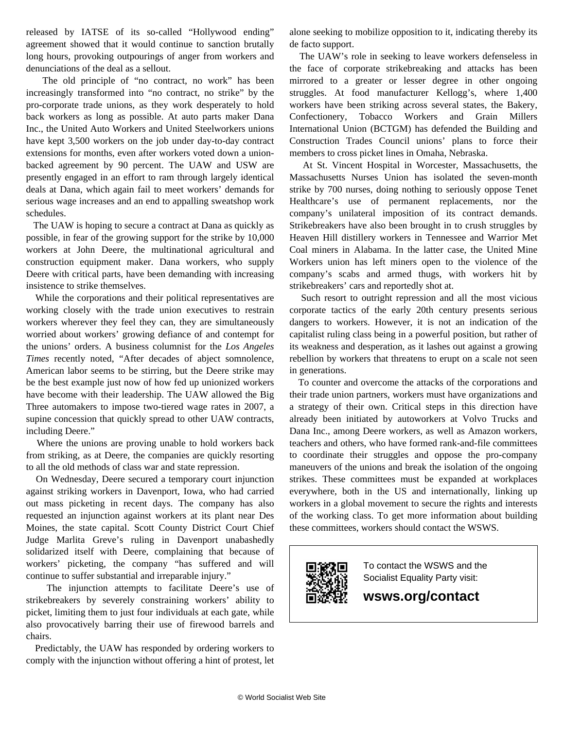released by IATSE of its so-called "Hollywood ending" agreement showed that it would continue to sanction brutally long hours, provoking outpourings of anger from workers and denunciations of the deal as a sellout.

The old principle of "no contract, no work" has been increasingly transformed into "no contract, no strike" by the pro-corporate trade unions, as they work desperately to hold back workers as long as possible. At auto parts maker Dana Inc., the United Auto Workers and United Steelworkers unions have kept 3,500 workers on the job under day-to-day contract extensions for months, even after workers voted down a union-backed agreement by 90 percent. The UAW and USW are presently engaged in an effort to ram through largely identical deals at Dana, which again fail to meet workers' demands for serious wage increases and an end to appalling sweatshop work schedules.

The UAW is hoping to secure a contract at Dana as quickly as possible, in fear of the growing support for the strike by 10,000 workers at John Deere, the multinational agricultural and construction equipment maker. Dana workers, who supply Deere with critical parts, have been demanding with increasing insistence to strike themselves.

While the corporations and their political representatives are working closely with the trade union executives to restrain workers wherever they feel they can, they are simultaneously worried about workers' growing defiance of and contempt for the unions' orders. A business columnist for the *Los Angeles Times* recently noted, "After decades of abject somnolence, American labor seems to be stirring, but the Deere strike may be the best example just now of how fed up unionized workers have become with their leadership. The UAW allowed the Big Three automakers to impose two-tiered wage rates in 2007, a supine concession that quickly spread to other UAW contracts, including Deere."

Where the unions are proving unable to hold workers back from striking, as at Deere, the companies are quickly resorting to all the old methods of class war and state repression.

On Wednesday, Deere secured a temporary court injunction against striking workers in Davenport, Iowa, who had carried out mass picketing in recent days. The company has also requested an injunction against workers at its plant near Des Moines, the state capital. Scott County District Court Chief Judge Marlita Greve's ruling in Davenport unabashedly solidarized itself with Deere, complaining that because of workers' picketing, the company "has suffered and will continue to suffer substantial and irreparable injury."

The injunction attempts to facilitate Deere's use of strikebreakers by severely constraining workers' ability to picket, limiting them to just four individuals at each gate, while also provocatively barring their use of firewood barrels and chairs.

Predictably, the UAW has responded by ordering workers to comply with the injunction without offering a hint of protest, let alone seeking to mobilize opposition to it, indicating thereby its de facto support.

The UAW's role in seeking to leave workers defenseless in the face of corporate strikebreaking and attacks has been mirrored to a greater or lesser degree in other ongoing struggles. At food manufacturer Kellogg's, where 1,400 workers have been striking across several states, the Bakery, Confectionery, Tobacco Workers and Grain Millers International Union (BCTGM) has defended the Building and Construction Trades Council unions' plans to force their members to cross picket lines in Omaha, Nebraska.

At St. Vincent Hospital in Worcester, Massachusetts, the Massachusetts Nurses Union has isolated the seven-month strike by 700 nurses, doing nothing to seriously oppose Tenet Healthcare's use of permanent replacements, nor the company's unilateral imposition of its contract demands. Strikebreakers have also been brought in to crush struggles by Heaven Hill distillery workers in Tennessee and Warrior Met Coal miners in Alabama. In the latter case, the United Mine Workers union has left miners open to the violence of the company's scabs and armed thugs, with workers hit by strikebreakers' cars and reportedly shot at.

Such resort to outright repression and all the most vicious corporate tactics of the early 20th century presents serious dangers to workers. However, it is not an indication of the capitalist ruling class being in a powerful position, but rather of its weakness and desperation, as it lashes out against a growing rebellion by workers that threatens to erupt on a scale not seen in generations.

To counter and overcome the attacks of the corporations and their trade union partners, workers must have organizations and a strategy of their own. Critical steps in this direction have already been initiated by autoworkers at Volvo Trucks and Dana Inc., among Deere workers, as well as Amazon workers, teachers and others, who have formed rank-and-file committees to coordinate their struggles and oppose the pro-company maneuvers of the unions and break the isolation of the ongoing strikes. These committees must be expanded at workplaces everywhere, both in the US and internationally, linking up workers in a global movement to secure the rights and interests of the working class. To get more information about building these committees, workers should contact the WSWS.

To contact the WSWS and the Socialist Equality Party visit:

**wsws.org/contact**